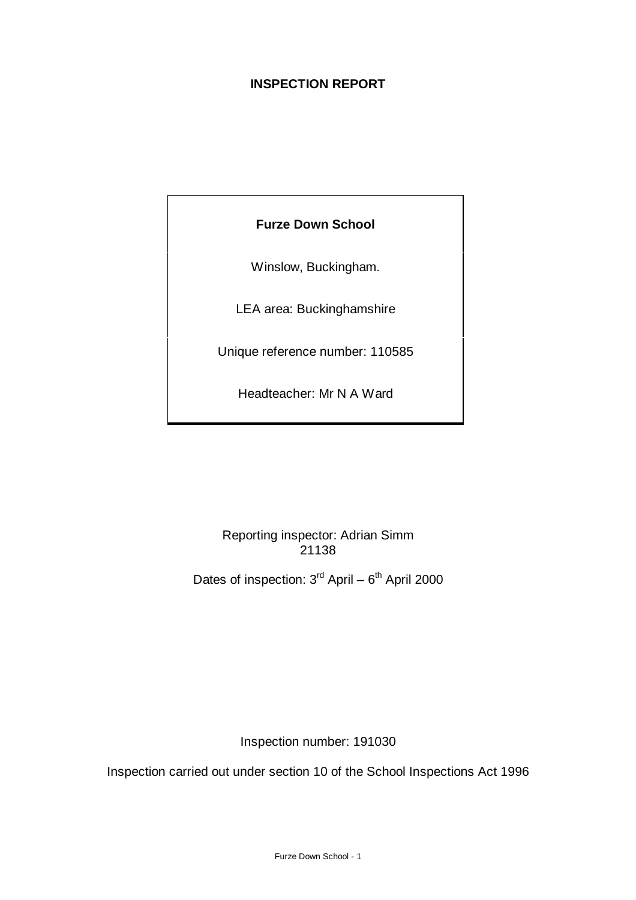# INSPECTION REPORT

**Furze Down School**

Winslow, Buckingham.

LEA area: Buckinghamshire

Unique reference number: 110585

Headteacher: Mr N A Ward

Reporting inspector: Adrian Simm
21138

Dates of inspection: 3rd April – 6th April 2000

Inspection number: 191030

Inspection carried out under section 10 of the School Inspections Act 1996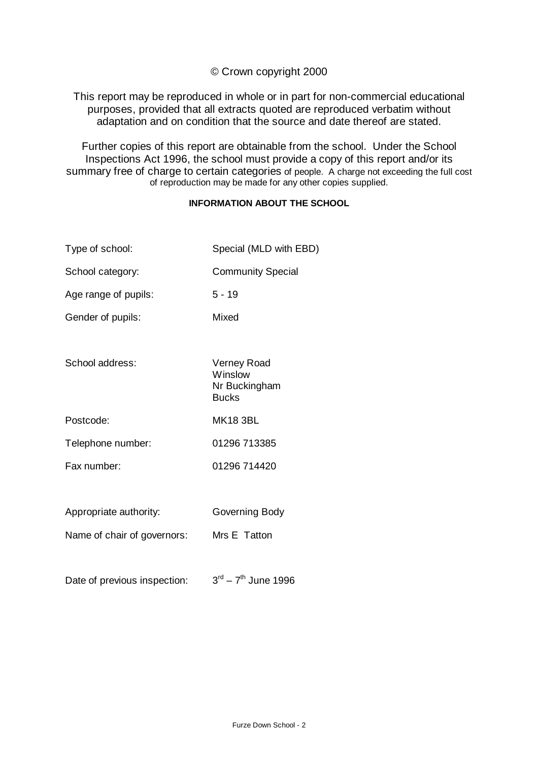© Crown copyright 2000

This report may be reproduced in whole or in part for non-commercial educational purposes, provided that all extracts quoted are reproduced verbatim without adaptation and on condition that the source and date thereof are stated.

Further copies of this report are obtainable from the school. Under the School Inspections Act 1996, the school must provide a copy of this report and/or its summary free of charge to certain categories of people. A charge not exceeding the full cost of reproduction may be made for any other copies supplied.

**INFORMATION ABOUT THE SCHOOL**

| | |
|---|---|
| Type of school: | Special (MLD with EBD) |
| School category: | Community Special |
| Age range of pupils: | 5 - 19 |
| Gender of pupils: | Mixed |
| School address: | Verney Road<br>Winslow<br>Nr Buckingham<br>Bucks |
| Postcode: | MK18 3BL |
| Telephone number: | 01296 713385 |
| Fax number: | 01296 714420 |
| Appropriate authority: | Governing Body |
| Name of chair of governors: | Mrs E Tatton |
| Date of previous inspection: | 3rd – 7th June 1996 |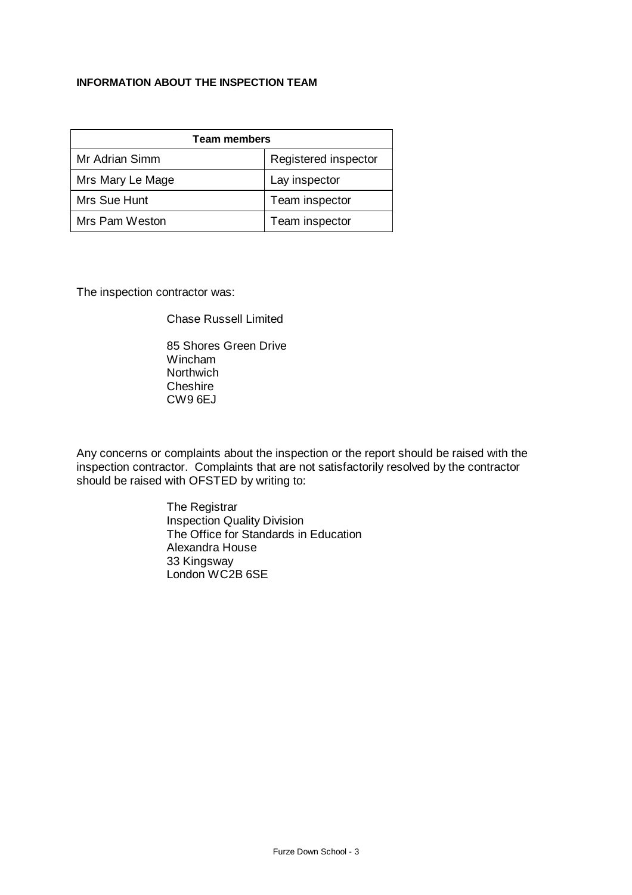**INFORMATION ABOUT THE INSPECTION TEAM**

| Team members | |
|---|---|
| Mr Adrian Simm | Registered inspector |
| Mrs Mary Le Mage | Lay inspector |
| Mrs Sue Hunt | Team inspector |
| Mrs Pam Weston | Team inspector |

The inspection contractor was:

Chase Russell Limited

85 Shores Green Drive
Wincham
Northwich
Cheshire
CW9 6EJ

Any concerns or complaints about the inspection or the report should be raised with the inspection contractor. Complaints that are not satisfactorily resolved by the contractor should be raised with OFSTED by writing to:

The Registrar
Inspection Quality Division
The Office for Standards in Education
Alexandra House
33 Kingsway
London WC2B 6SE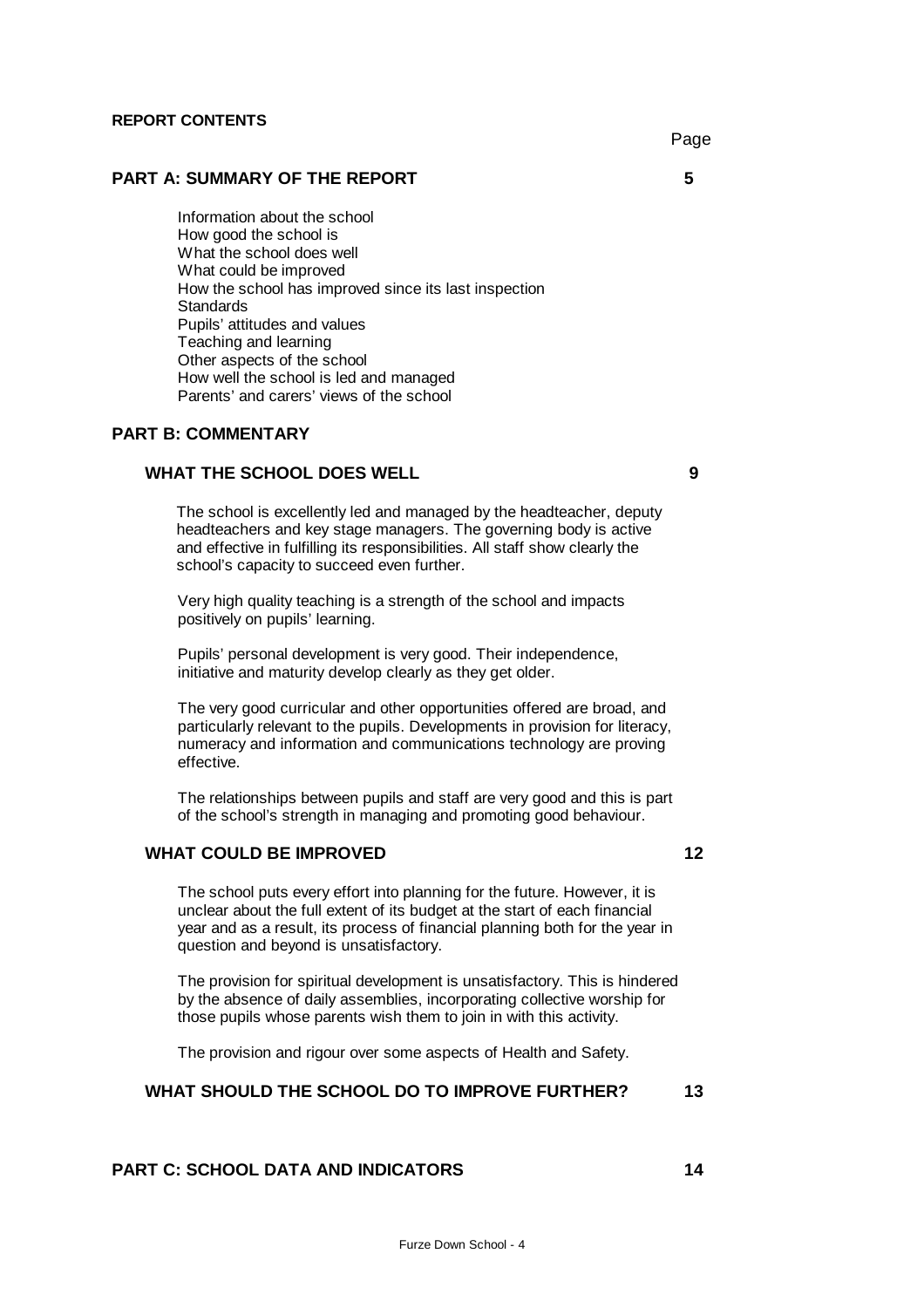**REPORT CONTENTS**

Page

## PART A: SUMMARY OF THE REPORT 5

Information about the school
How good the school is
What the school does well
What could be improved
How the school has improved since its last inspection
Standards
Pupils' attitudes and values
Teaching and learning
Other aspects of the school
How well the school is led and managed
Parents' and carers' views of the school

## PART B: COMMENTARY

### WHAT THE SCHOOL DOES WELL 9

The school is excellently led and managed by the headteacher, deputy headteachers and key stage managers. The governing body is active and effective in fulfilling its responsibilities. All staff show clearly the school's capacity to succeed even further.

Very high quality teaching is a strength of the school and impacts positively on pupils' learning.

Pupils' personal development is very good. Their independence, initiative and maturity develop clearly as they get older.

The very good curricular and other opportunities offered are broad, and particularly relevant to the pupils. Developments in provision for literacy, numeracy and information and communications technology are proving effective.

The relationships between pupils and staff are very good and this is part of the school's strength in managing and promoting good behaviour.

### WHAT COULD BE IMPROVED 12

The school puts every effort into planning for the future. However, it is unclear about the full extent of its budget at the start of each financial year and as a result, its process of financial planning both for the year in question and beyond is unsatisfactory.

The provision for spiritual development is unsatisfactory. This is hindered by the absence of daily assemblies, incorporating collective worship for those pupils whose parents wish them to join in with this activity.

The provision and rigour over some aspects of Health and Safety.

### WHAT SHOULD THE SCHOOL DO TO IMPROVE FURTHER? 13

## PART C: SCHOOL DATA AND INDICATORS 14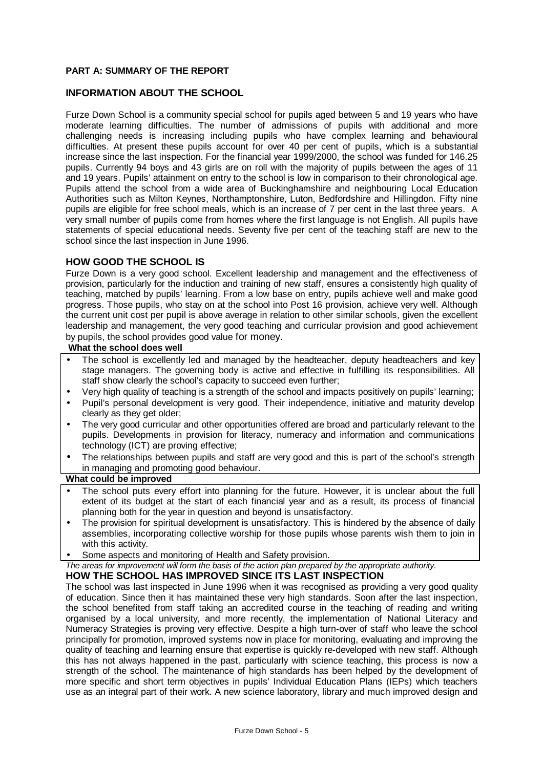**PART A: SUMMARY OF THE REPORT**

## INFORMATION ABOUT THE SCHOOL

Furze Down School is a community special school for pupils aged between 5 and 19 years who have moderate learning difficulties. The number of admissions of pupils with additional and more challenging needs is increasing including pupils who have complex learning and behavioural difficulties. At present these pupils account for over 40 per cent of pupils, which is a substantial increase since the last inspection. For the financial year 1999/2000, the school was funded for 146.25 pupils. Currently 94 boys and 43 girls are on roll with the majority of pupils between the ages of 11 and 19 years. Pupils' attainment on entry to the school is low in comparison to their chronological age. Pupils attend the school from a wide area of Buckinghamshire and neighbouring Local Education Authorities such as Milton Keynes, Northamptonshire, Luton, Bedfordshire and Hillingdon. Fifty nine pupils are eligible for free school meals, which is an increase of 7 per cent in the last three years. A very small number of pupils come from homes where the first language is not English. All pupils have statements of special educational needs. Seventy five per cent of the teaching staff are new to the school since the last inspection in June 1996.

## HOW GOOD THE SCHOOL IS

Furze Down is a very good school. Excellent leadership and management and the effectiveness of provision, particularly for the induction and training of new staff, ensures a consistently high quality of teaching, matched by pupils' learning. From a low base on entry, pupils achieve well and make good progress. Those pupils, who stay on at the school into Post 16 provision, achieve very well. Although the current unit cost per pupil is above average in relation to other similar schools, given the excellent leadership and management, the very good teaching and curricular provision and good achievement by pupils, the school provides good value for money.

**What the school does well**

- The school is excellently led and managed by the headteacher, deputy headteachers and key stage managers. The governing body is active and effective in fulfilling its responsibilities. All staff show clearly the school's capacity to succeed even further;
- Very high quality of teaching is a strength of the school and impacts positively on pupils' learning;
- Pupil's personal development is very good. Their independence, initiative and maturity develop clearly as they get older;
- The very good curricular and other opportunities offered are broad and particularly relevant to the pupils. Developments in provision for literacy, numeracy and information and communications technology (ICT) are proving effective;
- The relationships between pupils and staff are very good and this is part of the school's strength in managing and promoting good behaviour.

**What could be improved**

- The school puts every effort into planning for the future. However, it is unclear about the full extent of its budget at the start of each financial year and as a result, its process of financial planning both for the year in question and beyond is unsatisfactory.
- The provision for spiritual development is unsatisfactory. This is hindered by the absence of daily assemblies, incorporating collective worship for those pupils whose parents wish them to join in with this activity.
- Some aspects and monitoring of Health and Safety provision.

*The areas for improvement will form the basis of the action plan prepared by the appropriate authority.*

## HOW THE SCHOOL HAS IMPROVED SINCE ITS LAST INSPECTION

The school was last inspected in June 1996 when it was recognised as providing a very good quality of education. Since then it has maintained these very high standards. Soon after the last inspection, the school benefited from staff taking an accredited course in the teaching of reading and writing organised by a local university, and more recently, the implementation of National Literacy and Numeracy Strategies is proving very effective. Despite a high turn-over of staff who leave the school principally for promotion, improved systems now in place for monitoring, evaluating and improving the quality of teaching and learning ensure that expertise is quickly re-developed with new staff. Although this has not always happened in the past, particularly with science teaching, this process is now a strength of the school. The maintenance of high standards has been helped by the development of more specific and short term objectives in pupils' Individual Education Plans (IEPs) which teachers use as an integral part of their work. A new science laboratory, library and much improved design and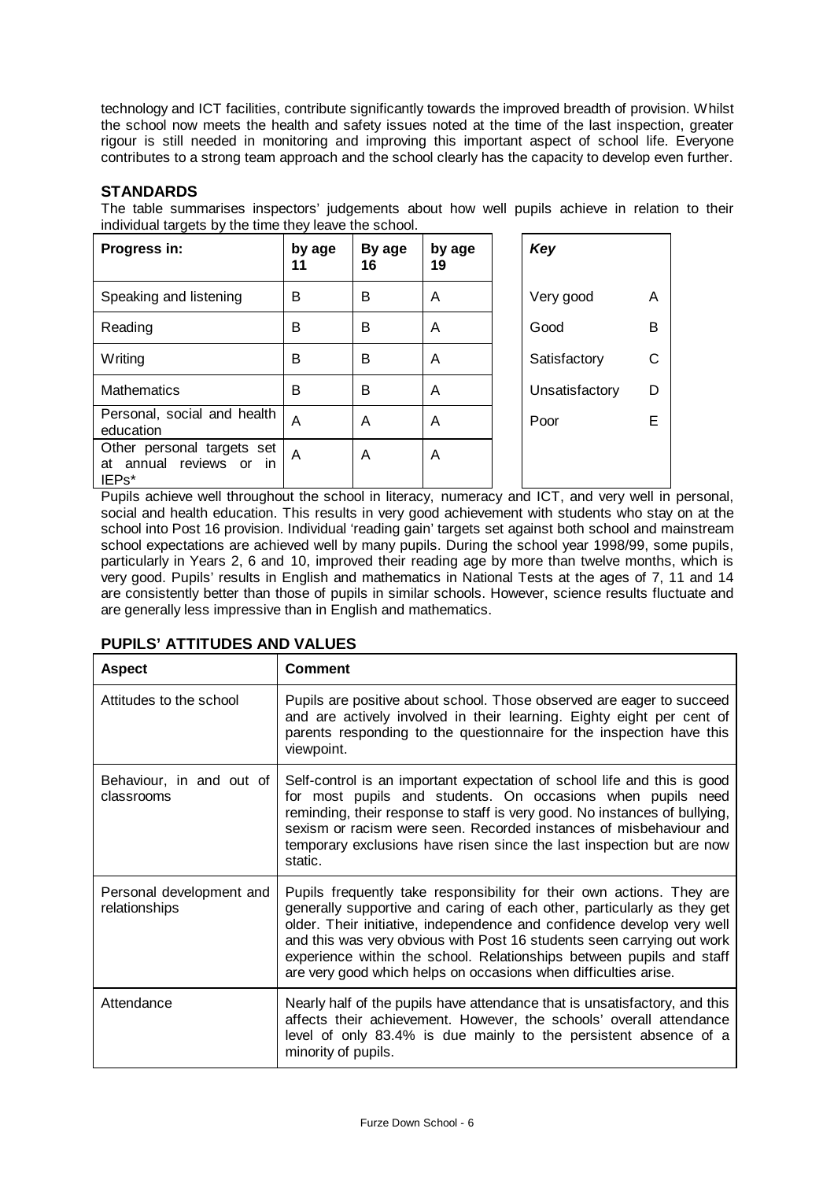technology and ICT facilities, contribute significantly towards the improved breadth of provision. Whilst the school now meets the health and safety issues noted at the time of the last inspection, greater rigour is still needed in monitoring and improving this important aspect of school life. Everyone contributes to a strong team approach and the school clearly has the capacity to develop even further.

## STANDARDS

The table summarises inspectors' judgements about how well pupils achieve in relation to their individual targets by the time they leave the school.

| Progress in: | by age 11 | By age 16 | by age 19 |
|---|---|---|---|
| Speaking and listening | B | B | A |
| Reading | B | B | A |
| Writing | B | B | A |
| Mathematics | B | B | A |
| Personal, social and health education | A | A | A |
| Other personal targets set at annual reviews or in IEPs* | A | A | A |

| *Key* | |
|---|---|
| Very good | A |
| Good | B |
| Satisfactory | C |
| Unsatisfactory | D |
| Poor | E |

Pupils achieve well throughout the school in literacy, numeracy and ICT, and very well in personal, social and health education. This results in very good achievement with students who stay on at the school into Post 16 provision. Individual 'reading gain' targets set against both school and mainstream school expectations are achieved well by many pupils. During the school year 1998/99, some pupils, particularly in Years 2, 6 and 10, improved their reading age by more than twelve months, which is very good. Pupils' results in English and mathematics in National Tests at the ages of 7, 11 and 14 are consistently better than those of pupils in similar schools. However, science results fluctuate and are generally less impressive than in English and mathematics.

## PUPILS' ATTITUDES AND VALUES

| Aspect | Comment |
|---|---|
| Attitudes to the school | Pupils are positive about school. Those observed are eager to succeed and are actively involved in their learning. Eighty eight per cent of parents responding to the questionnaire for the inspection have this viewpoint. |
| Behaviour, in and out of classrooms | Self-control is an important expectation of school life and this is good for most pupils and students. On occasions when pupils need reminding, their response to staff is very good. No instances of bullying, sexism or racism were seen. Recorded instances of misbehaviour and temporary exclusions have risen since the last inspection but are now static. |
| Personal development and relationships | Pupils frequently take responsibility for their own actions. They are generally supportive and caring of each other, particularly as they get older. Their initiative, independence and confidence develop very well and this was very obvious with Post 16 students seen carrying out work experience within the school. Relationships between pupils and staff are very good which helps on occasions when difficulties arise. |
| Attendance | Nearly half of the pupils have attendance that is unsatisfactory, and this affects their achievement. However, the schools' overall attendance level of only 83.4% is due mainly to the persistent absence of a minority of pupils. |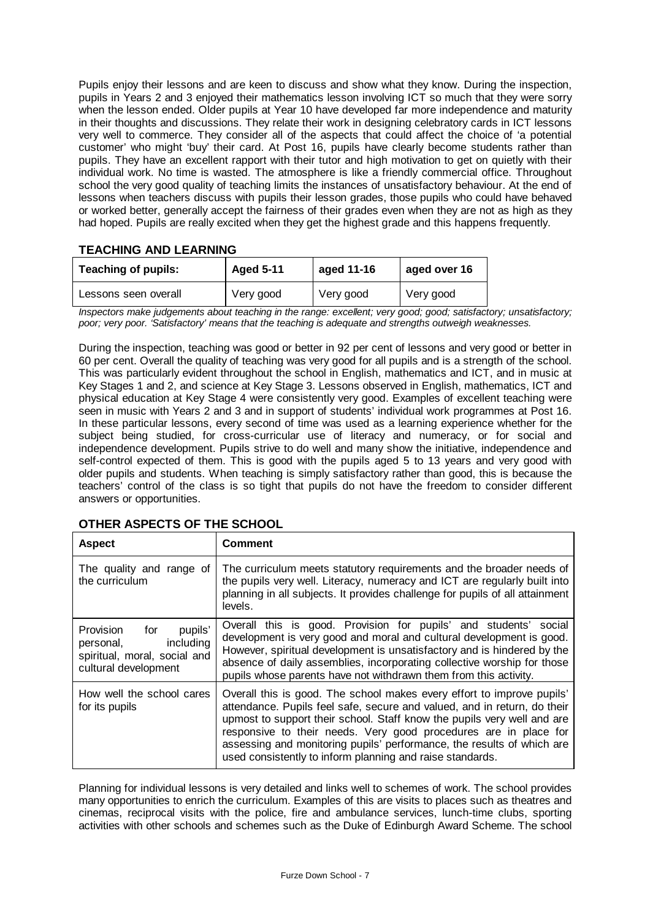Pupils enjoy their lessons and are keen to discuss and show what they know. During the inspection, pupils in Years 2 and 3 enjoyed their mathematics lesson involving ICT so much that they were sorry when the lesson ended. Older pupils at Year 10 have developed far more independence and maturity in their thoughts and discussions. They relate their work in designing celebratory cards in ICT lessons very well to commerce. They consider all of the aspects that could affect the choice of 'a potential customer' who might 'buy' their card. At Post 16, pupils have clearly become students rather than pupils. They have an excellent rapport with their tutor and high motivation to get on quietly with their individual work. No time is wasted. The atmosphere is like a friendly commercial office. Throughout school the very good quality of teaching limits the instances of unsatisfactory behaviour. At the end of lessons when teachers discuss with pupils their lesson grades, those pupils who could have behaved or worked better, generally accept the fairness of their grades even when they are not as high as they had hoped. Pupils are really excited when they get the highest grade and this happens frequently.

## TEACHING AND LEARNING

| Teaching of pupils: | Aged 5-11 | aged 11-16 | aged over 16 |
|---|---|---|---|
| Lessons seen overall | Very good | Very good | Very good |

*Inspectors make judgements about teaching in the range: excellent; very good; good; satisfactory; unsatisfactory; poor; very poor. 'Satisfactory' means that the teaching is adequate and strengths outweigh weaknesses.*

During the inspection, teaching was good or better in 92 per cent of lessons and very good or better in 60 per cent. Overall the quality of teaching was very good for all pupils and is a strength of the school. This was particularly evident throughout the school in English, mathematics and ICT, and in music at Key Stages 1 and 2, and science at Key Stage 3. Lessons observed in English, mathematics, ICT and physical education at Key Stage 4 were consistently very good. Examples of excellent teaching were seen in music with Years 2 and 3 and in support of students' individual work programmes at Post 16. In these particular lessons, every second of time was used as a learning experience whether for the subject being studied, for cross-curricular use of literacy and numeracy, or for social and independence development. Pupils strive to do well and many show the initiative, independence and self-control expected of them. This is good with the pupils aged 5 to 13 years and very good with older pupils and students. When teaching is simply satisfactory rather than good, this is because the teachers' control of the class is so tight that pupils do not have the freedom to consider different answers or opportunities.

## OTHER ASPECTS OF THE SCHOOL

| Aspect | Comment |
|---|---|
| The quality and range of the curriculum | The curriculum meets statutory requirements and the broader needs of the pupils very well. Literacy, numeracy and ICT are regularly built into planning in all subjects. It provides challenge for pupils of all attainment levels. |
| Provision for pupils' personal, including spiritual, moral, social and cultural development | Overall this is good. Provision for pupils' and students' social development is very good and moral and cultural development is good. However, spiritual development is unsatisfactory and is hindered by the absence of daily assemblies, incorporating collective worship for those pupils whose parents have not withdrawn them from this activity. |
| How well the school cares for its pupils | Overall this is good. The school makes every effort to improve pupils' attendance. Pupils feel safe, secure and valued, and in return, do their upmost to support their school. Staff know the pupils very well and are responsive to their needs. Very good procedures are in place for assessing and monitoring pupils' performance, the results of which are used consistently to inform planning and raise standards. |

Planning for individual lessons is very detailed and links well to schemes of work. The school provides many opportunities to enrich the curriculum. Examples of this are visits to places such as theatres and cinemas, reciprocal visits with the police, fire and ambulance services, lunch-time clubs, sporting activities with other schools and schemes such as the Duke of Edinburgh Award Scheme. The school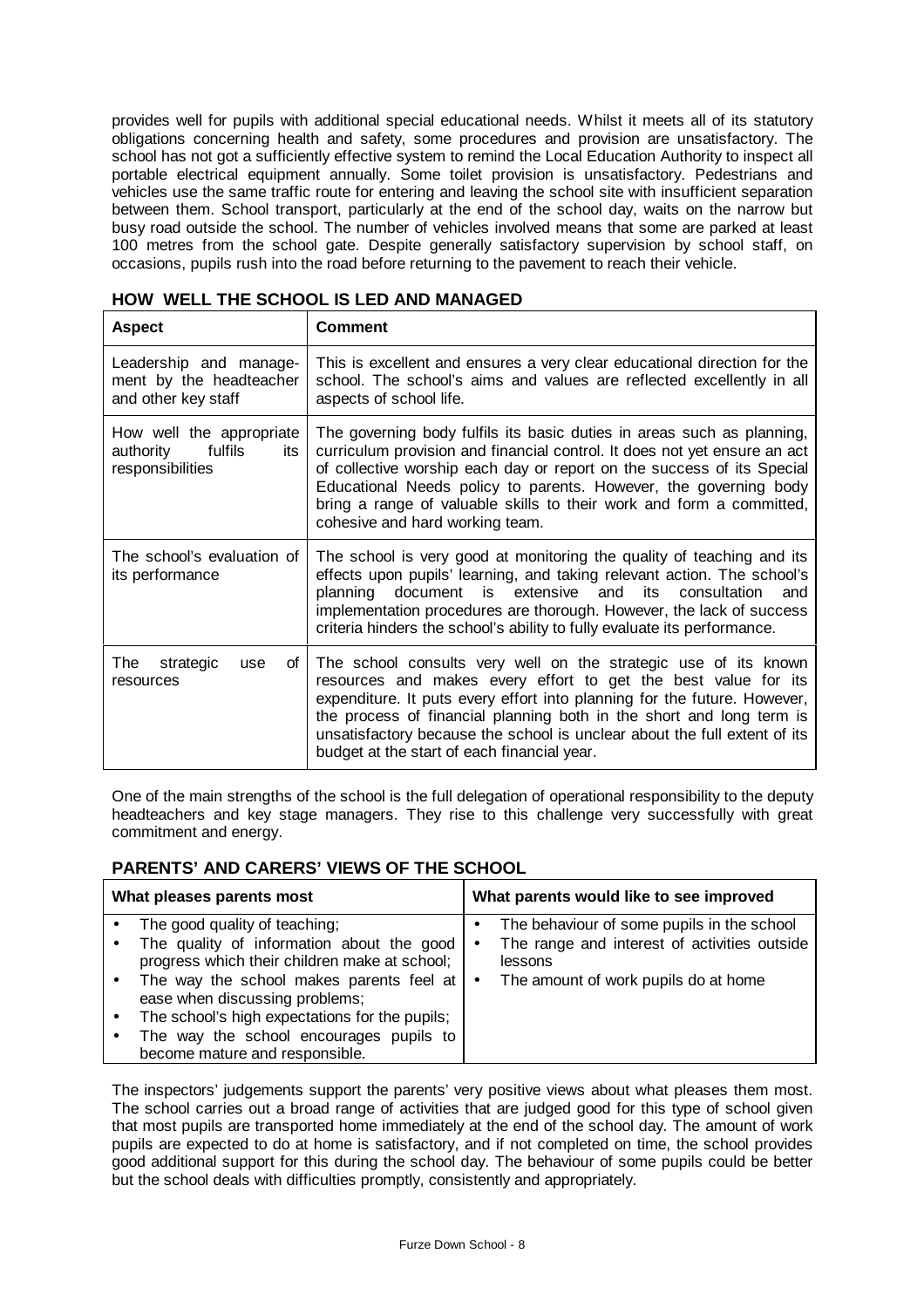provides well for pupils with additional special educational needs. Whilst it meets all of its statutory obligations concerning health and safety, some procedures and provision are unsatisfactory. The school has not got a sufficiently effective system to remind the Local Education Authority to inspect all portable electrical equipment annually. Some toilet provision is unsatisfactory. Pedestrians and vehicles use the same traffic route for entering and leaving the school site with insufficient separation between them. School transport, particularly at the end of the school day, waits on the narrow but busy road outside the school. The number of vehicles involved means that some are parked at least 100 metres from the school gate. Despite generally satisfactory supervision by school staff, on occasions, pupils rush into the road before returning to the pavement to reach their vehicle.

## HOW WELL THE SCHOOL IS LED AND MANAGED

| Aspect | Comment |
|---|---|
| Leadership and management by the headteacher and other key staff | This is excellent and ensures a very clear educational direction for the school. The school's aims and values are reflected excellently in all aspects of school life. |
| How well the appropriate authority fulfils its responsibilities | The governing body fulfils its basic duties in areas such as planning, curriculum provision and financial control. It does not yet ensure an act of collective worship each day or report on the success of its Special Educational Needs policy to parents. However, the governing body bring a range of valuable skills to their work and form a committed, cohesive and hard working team. |
| The school's evaluation of its performance | The school is very good at monitoring the quality of teaching and its effects upon pupils' learning, and taking relevant action. The school's planning document is extensive and its consultation and implementation procedures are thorough. However, the lack of success criteria hinders the school's ability to fully evaluate its performance. |
| The strategic use of resources | The school consults very well on the strategic use of its known resources and makes every effort to get the best value for its expenditure. It puts every effort into planning for the future. However, the process of financial planning both in the short and long term is unsatisfactory because the school is unclear about the full extent of its budget at the start of each financial year. |

One of the main strengths of the school is the full delegation of operational responsibility to the deputy headteachers and key stage managers. They rise to this challenge very successfully with great commitment and energy.

## PARENTS' AND CARERS' VIEWS OF THE SCHOOL

| What pleases parents most | What parents would like to see improved |
|---|---|
| • The good quality of teaching;<br>• The quality of information about the good progress which their children make at school;<br>• The way the school makes parents feel at ease when discussing problems;<br>• The school's high expectations for the pupils;<br>• The way the school encourages pupils to become mature and responsible. | • The behaviour of some pupils in the school<br>• The range and interest of activities outside lessons<br>• The amount of work pupils do at home |

The inspectors' judgements support the parents' very positive views about what pleases them most. The school carries out a broad range of activities that are judged good for this type of school given that most pupils are transported home immediately at the end of the school day. The amount of work pupils are expected to do at home is satisfactory, and if not completed on time, the school provides good additional support for this during the school day. The behaviour of some pupils could be better but the school deals with difficulties promptly, consistently and appropriately.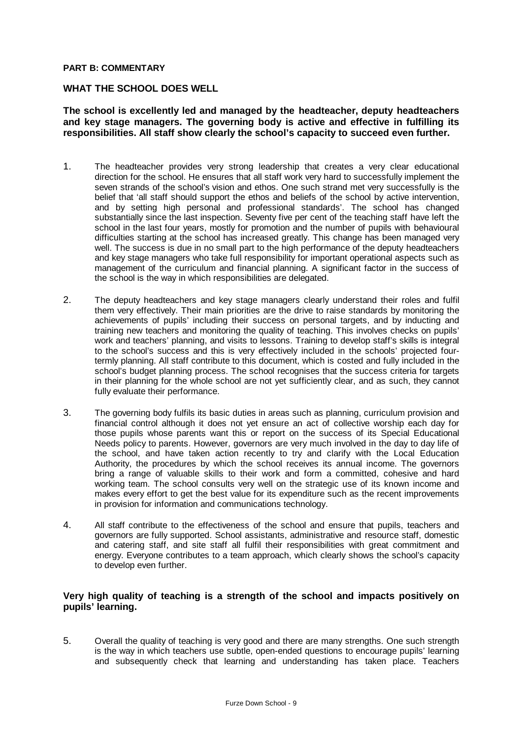**PART B: COMMENTARY**

## WHAT THE SCHOOL DOES WELL

**The school is excellently led and managed by the headteacher, deputy headteachers and key stage managers. The governing body is active and effective in fulfilling its responsibilities. All staff show clearly the school's capacity to succeed even further.**

1. The headteacher provides very strong leadership that creates a very clear educational direction for the school. He ensures that all staff work very hard to successfully implement the seven strands of the school's vision and ethos. One such strand met very successfully is the belief that 'all staff should support the ethos and beliefs of the school by active intervention, and by setting high personal and professional standards'. The school has changed substantially since the last inspection. Seventy five per cent of the teaching staff have left the school in the last four years, mostly for promotion and the number of pupils with behavioural difficulties starting at the school has increased greatly. This change has been managed very well. The success is due in no small part to the high performance of the deputy headteachers and key stage managers who take full responsibility for important operational aspects such as management of the curriculum and financial planning. A significant factor in the success of the school is the way in which responsibilities are delegated.

2. The deputy headteachers and key stage managers clearly understand their roles and fulfil them very effectively. Their main priorities are the drive to raise standards by monitoring the achievements of pupils' including their success on personal targets, and by inducting and training new teachers and monitoring the quality of teaching. This involves checks on pupils' work and teachers' planning, and visits to lessons. Training to develop staff's skills is integral to the school's success and this is very effectively included in the schools' projected four-termly planning. All staff contribute to this document, which is costed and fully included in the school's budget planning process. The school recognises that the success criteria for targets in their planning for the whole school are not yet sufficiently clear, and as such, they cannot fully evaluate their performance.

3. The governing body fulfils its basic duties in areas such as planning, curriculum provision and financial control although it does not yet ensure an act of collective worship each day for those pupils whose parents want this or report on the success of its Special Educational Needs policy to parents. However, governors are very much involved in the day to day life of the school, and have taken action recently to try and clarify with the Local Education Authority, the procedures by which the school receives its annual income. The governors bring a range of valuable skills to their work and form a committed, cohesive and hard working team. The school consults very well on the strategic use of its known income and makes every effort to get the best value for its expenditure such as the recent improvements in provision for information and communications technology.

4. All staff contribute to the effectiveness of the school and ensure that pupils, teachers and governors are fully supported. School assistants, administrative and resource staff, domestic and catering staff, and site staff all fulfil their responsibilities with great commitment and energy. Everyone contributes to a team approach, which clearly shows the school's capacity to develop even further.

**Very high quality of teaching is a strength of the school and impacts positively on pupils' learning.**

5. Overall the quality of teaching is very good and there are many strengths. One such strength is the way in which teachers use subtle, open-ended questions to encourage pupils' learning and subsequently check that learning and understanding has taken place. Teachers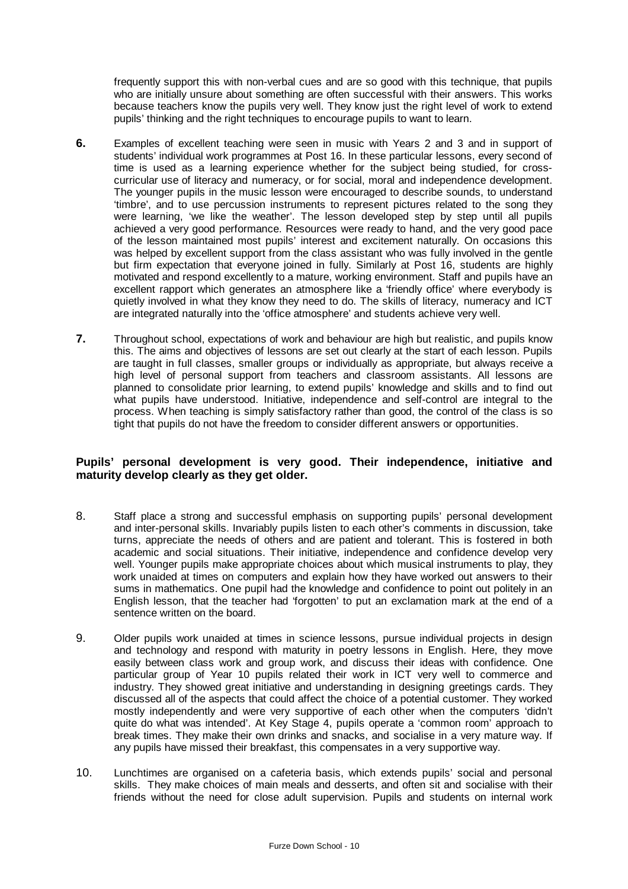frequently support this with non-verbal cues and are so good with this technique, that pupils who are initially unsure about something are often successful with their answers. This works because teachers know the pupils very well. They know just the right level of work to extend pupils' thinking and the right techniques to encourage pupils to want to learn.

**6.** Examples of excellent teaching were seen in music with Years 2 and 3 and in support of students' individual work programmes at Post 16. In these particular lessons, every second of time is used as a learning experience whether for the subject being studied, for cross-curricular use of literacy and numeracy, or for social, moral and independence development. The younger pupils in the music lesson were encouraged to describe sounds, to understand 'timbre', and to use percussion instruments to represent pictures related to the song they were learning, 'we like the weather'. The lesson developed step by step until all pupils achieved a very good performance. Resources were ready to hand, and the very good pace of the lesson maintained most pupils' interest and excitement naturally. On occasions this was helped by excellent support from the class assistant who was fully involved in the gentle but firm expectation that everyone joined in fully. Similarly at Post 16, students are highly motivated and respond excellently to a mature, working environment. Staff and pupils have an excellent rapport which generates an atmosphere like a 'friendly office' where everybody is quietly involved in what they know they need to do. The skills of literacy, numeracy and ICT are integrated naturally into the 'office atmosphere' and students achieve very well.

**7.** Throughout school, expectations of work and behaviour are high but realistic, and pupils know this. The aims and objectives of lessons are set out clearly at the start of each lesson. Pupils are taught in full classes, smaller groups or individually as appropriate, but always receive a high level of personal support from teachers and classroom assistants. All lessons are planned to consolidate prior learning, to extend pupils' knowledge and skills and to find out what pupils have understood. Initiative, independence and self-control are integral to the process. When teaching is simply satisfactory rather than good, the control of the class is so tight that pupils do not have the freedom to consider different answers or opportunities.

**Pupils' personal development is very good. Their independence, initiative and maturity develop clearly as they get older.**

8. Staff place a strong and successful emphasis on supporting pupils' personal development and inter-personal skills. Invariably pupils listen to each other's comments in discussion, take turns, appreciate the needs of others and are patient and tolerant. This is fostered in both academic and social situations. Their initiative, independence and confidence develop very well. Younger pupils make appropriate choices about which musical instruments to play, they work unaided at times on computers and explain how they have worked out answers to their sums in mathematics. One pupil had the knowledge and confidence to point out politely in an English lesson, that the teacher had 'forgotten' to put an exclamation mark at the end of a sentence written on the board.

9. Older pupils work unaided at times in science lessons, pursue individual projects in design and technology and respond with maturity in poetry lessons in English. Here, they move easily between class work and group work, and discuss their ideas with confidence. One particular group of Year 10 pupils related their work in ICT very well to commerce and industry. They showed great initiative and understanding in designing greetings cards. They discussed all of the aspects that could affect the choice of a potential customer. They worked mostly independently and were very supportive of each other when the computers 'didn't quite do what was intended'. At Key Stage 4, pupils operate a 'common room' approach to break times. They make their own drinks and snacks, and socialise in a very mature way. If any pupils have missed their breakfast, this compensates in a very supportive way.

10. Lunchtimes are organised on a cafeteria basis, which extends pupils' social and personal skills. They make choices of main meals and desserts, and often sit and socialise with their friends without the need for close adult supervision. Pupils and students on internal work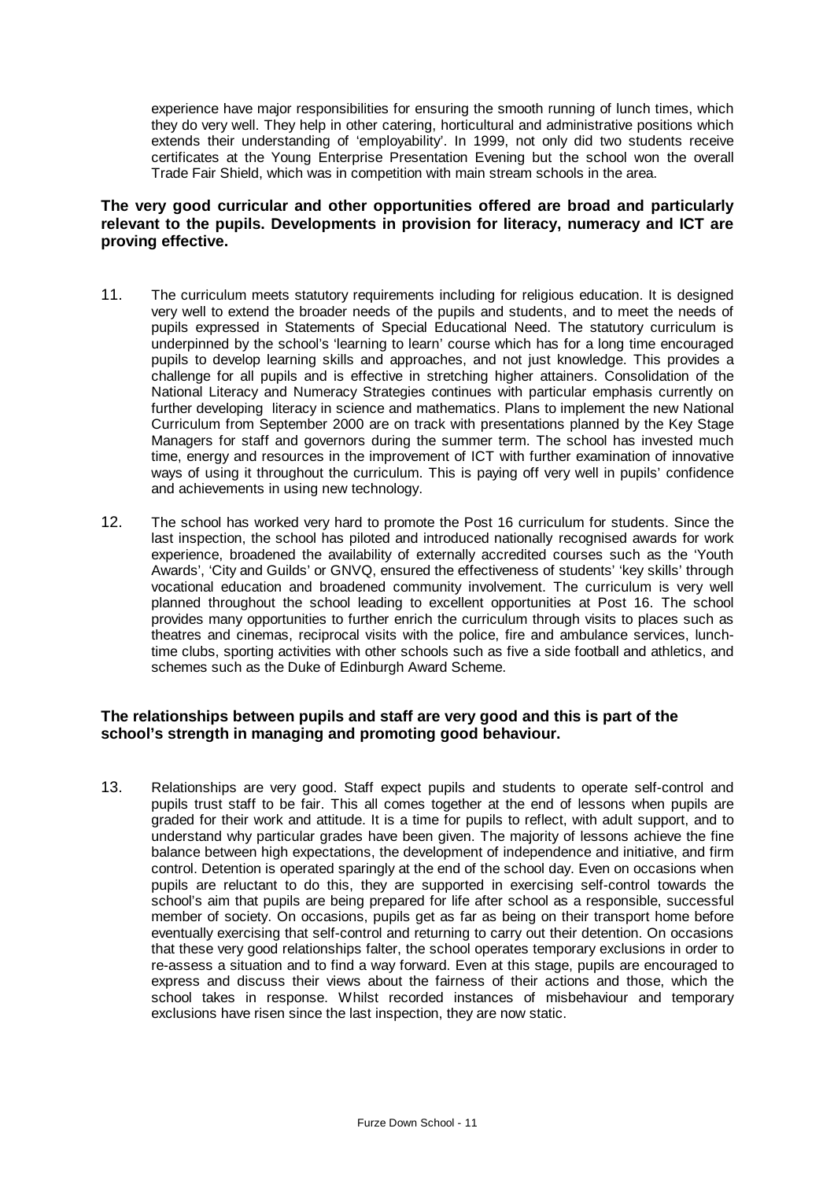experience have major responsibilities for ensuring the smooth running of lunch times, which they do very well. They help in other catering, horticultural and administrative positions which extends their understanding of 'employability'. In 1999, not only did two students receive certificates at the Young Enterprise Presentation Evening but the school won the overall Trade Fair Shield, which was in competition with main stream schools in the area.

**The very good curricular and other opportunities offered are broad and particularly relevant to the pupils. Developments in provision for literacy, numeracy and ICT are proving effective.**

11. The curriculum meets statutory requirements including for religious education. It is designed very well to extend the broader needs of the pupils and students, and to meet the needs of pupils expressed in Statements of Special Educational Need. The statutory curriculum is underpinned by the school's 'learning to learn' course which has for a long time encouraged pupils to develop learning skills and approaches, and not just knowledge. This provides a challenge for all pupils and is effective in stretching higher attainers. Consolidation of the National Literacy and Numeracy Strategies continues with particular emphasis currently on further developing literacy in science and mathematics. Plans to implement the new National Curriculum from September 2000 are on track with presentations planned by the Key Stage Managers for staff and governors during the summer term. The school has invested much time, energy and resources in the improvement of ICT with further examination of innovative ways of using it throughout the curriculum. This is paying off very well in pupils' confidence and achievements in using new technology.

12. The school has worked very hard to promote the Post 16 curriculum for students. Since the last inspection, the school has piloted and introduced nationally recognised awards for work experience, broadened the availability of externally accredited courses such as the 'Youth Awards', 'City and Guilds' or GNVQ, ensured the effectiveness of students' 'key skills' through vocational education and broadened community involvement. The curriculum is very well planned throughout the school leading to excellent opportunities at Post 16. The school provides many opportunities to further enrich the curriculum through visits to places such as theatres and cinemas, reciprocal visits with the police, fire and ambulance services, lunch-time clubs, sporting activities with other schools such as five a side football and athletics, and schemes such as the Duke of Edinburgh Award Scheme.

**The relationships between pupils and staff are very good and this is part of the school's strength in managing and promoting good behaviour.**

13. Relationships are very good. Staff expect pupils and students to operate self-control and pupils trust staff to be fair. This all comes together at the end of lessons when pupils are graded for their work and attitude. It is a time for pupils to reflect, with adult support, and to understand why particular grades have been given. The majority of lessons achieve the fine balance between high expectations, the development of independence and initiative, and firm control. Detention is operated sparingly at the end of the school day. Even on occasions when pupils are reluctant to do this, they are supported in exercising self-control towards the school's aim that pupils are being prepared for life after school as a responsible, successful member of society. On occasions, pupils get as far as being on their transport home before eventually exercising that self-control and returning to carry out their detention. On occasions that these very good relationships falter, the school operates temporary exclusions in order to re-assess a situation and to find a way forward. Even at this stage, pupils are encouraged to express and discuss their views about the fairness of their actions and those, which the school takes in response. Whilst recorded instances of misbehaviour and temporary exclusions have risen since the last inspection, they are now static.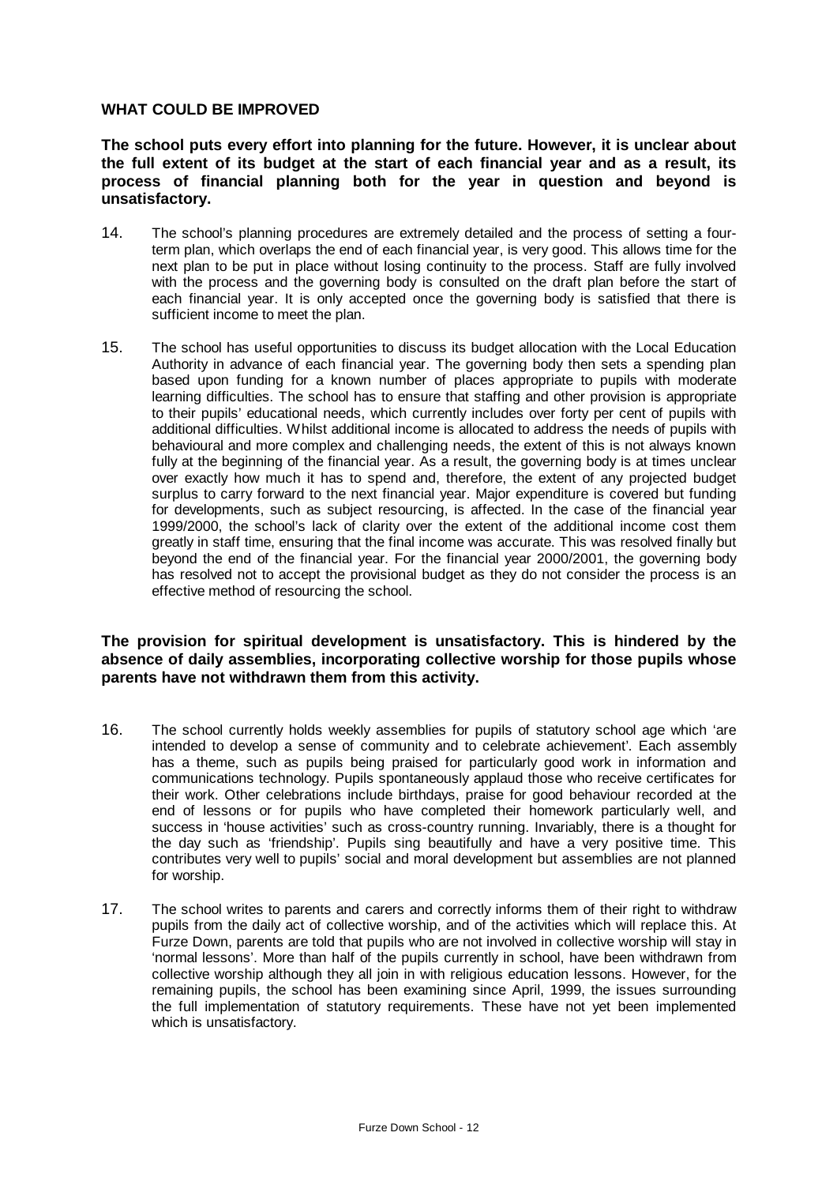**WHAT COULD BE IMPROVED**

**The school puts every effort into planning for the future. However, it is unclear about the full extent of its budget at the start of each financial year and as a result, its process of financial planning both for the year in question and beyond is unsatisfactory.**

14. The school's planning procedures are extremely detailed and the process of setting a four-term plan, which overlaps the end of each financial year, is very good. This allows time for the next plan to be put in place without losing continuity to the process. Staff are fully involved with the process and the governing body is consulted on the draft plan before the start of each financial year. It is only accepted once the governing body is satisfied that there is sufficient income to meet the plan.

15. The school has useful opportunities to discuss its budget allocation with the Local Education Authority in advance of each financial year. The governing body then sets a spending plan based upon funding for a known number of places appropriate to pupils with moderate learning difficulties. The school has to ensure that staffing and other provision is appropriate to their pupils' educational needs, which currently includes over forty per cent of pupils with additional difficulties. Whilst additional income is allocated to address the needs of pupils with behavioural and more complex and challenging needs, the extent of this is not always known fully at the beginning of the financial year. As a result, the governing body is at times unclear over exactly how much it has to spend and, therefore, the extent of any projected budget surplus to carry forward to the next financial year. Major expenditure is covered but funding for developments, such as subject resourcing, is affected. In the case of the financial year 1999/2000, the school's lack of clarity over the extent of the additional income cost them greatly in staff time, ensuring that the final income was accurate. This was resolved finally but beyond the end of the financial year. For the financial year 2000/2001, the governing body has resolved not to accept the provisional budget as they do not consider the process is an effective method of resourcing the school.

**The provision for spiritual development is unsatisfactory. This is hindered by the absence of daily assemblies, incorporating collective worship for those pupils whose parents have not withdrawn them from this activity.**

16. The school currently holds weekly assemblies for pupils of statutory school age which 'are intended to develop a sense of community and to celebrate achievement'. Each assembly has a theme, such as pupils being praised for particularly good work in information and communications technology. Pupils spontaneously applaud those who receive certificates for their work. Other celebrations include birthdays, praise for good behaviour recorded at the end of lessons or for pupils who have completed their homework particularly well, and success in 'house activities' such as cross-country running. Invariably, there is a thought for the day such as 'friendship'. Pupils sing beautifully and have a very positive time. This contributes very well to pupils' social and moral development but assemblies are not planned for worship.

17. The school writes to parents and carers and correctly informs them of their right to withdraw pupils from the daily act of collective worship, and of the activities which will replace this. At Furze Down, parents are told that pupils who are not involved in collective worship will stay in 'normal lessons'. More than half of the pupils currently in school, have been withdrawn from collective worship although they all join in with religious education lessons. However, for the remaining pupils, the school has been examining since April, 1999, the issues surrounding the full implementation of statutory requirements. These have not yet been implemented which is unsatisfactory.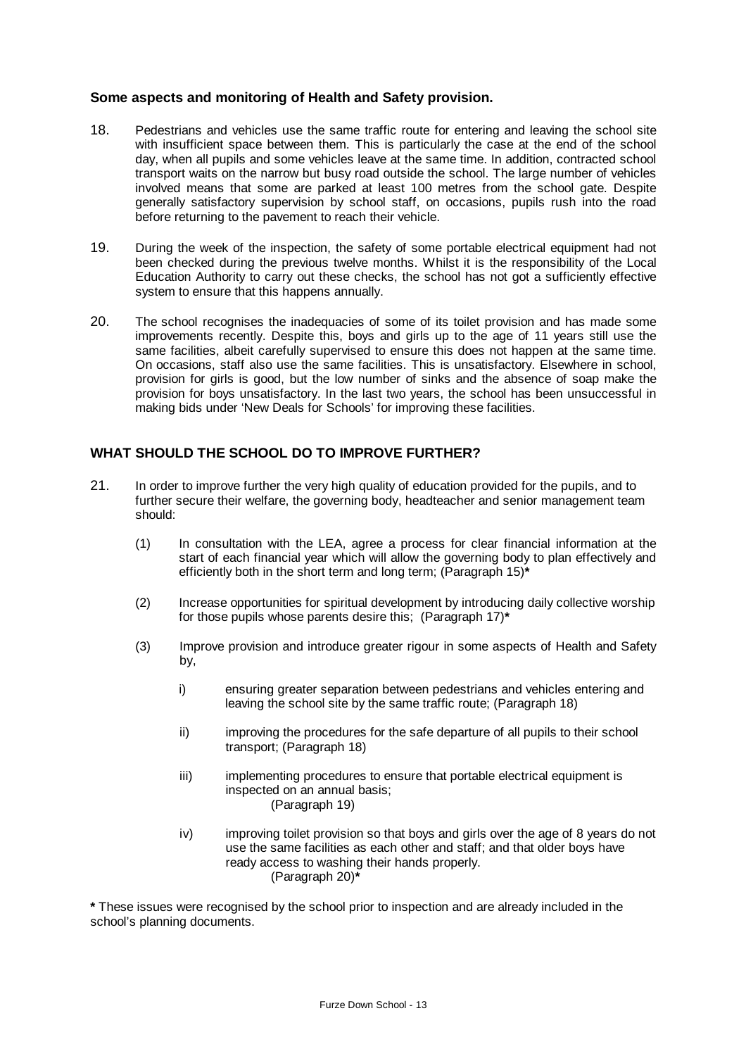### Some aspects and monitoring of Health and Safety provision.

18. Pedestrians and vehicles use the same traffic route for entering and leaving the school site with insufficient space between them. This is particularly the case at the end of the school day, when all pupils and some vehicles leave at the same time. In addition, contracted school transport waits on the narrow but busy road outside the school. The large number of vehicles involved means that some are parked at least 100 metres from the school gate. Despite generally satisfactory supervision by school staff, on occasions, pupils rush into the road before returning to the pavement to reach their vehicle.

19. During the week of the inspection, the safety of some portable electrical equipment had not been checked during the previous twelve months. Whilst it is the responsibility of the Local Education Authority to carry out these checks, the school has not got a sufficiently effective system to ensure that this happens annually.

20. The school recognises the inadequacies of some of its toilet provision and has made some improvements recently. Despite this, boys and girls up to the age of 11 years still use the same facilities, albeit carefully supervised to ensure this does not happen at the same time. On occasions, staff also use the same facilities. This is unsatisfactory. Elsewhere in school, provision for girls is good, but the low number of sinks and the absence of soap make the provision for boys unsatisfactory. In the last two years, the school has been unsuccessful in making bids under 'New Deals for Schools' for improving these facilities.

## WHAT SHOULD THE SCHOOL DO TO IMPROVE FURTHER?

21. In order to improve further the very high quality of education provided for the pupils, and to further secure their welfare, the governing body, headteacher and senior management team should:

    (1) In consultation with the LEA, agree a process for clear financial information at the start of each financial year which will allow the governing body to plan effectively and efficiently both in the short term and long term; (Paragraph 15)**\***

    (2) Increase opportunities for spiritual development by introducing daily collective worship for those pupils whose parents desire this; (Paragraph 17)**\***

    (3) Improve provision and introduce greater rigour in some aspects of Health and Safety by,

    - i) ensuring greater separation between pedestrians and vehicles entering and leaving the school site by the same traffic route; (Paragraph 18)
    - ii) improving the procedures for the safe departure of all pupils to their school transport; (Paragraph 18)
    - iii) implementing procedures to ensure that portable electrical equipment is inspected on an annual basis; (Paragraph 19)
    - iv) improving toilet provision so that boys and girls over the age of 8 years do not use the same facilities as each other and staff; and that older boys have ready access to washing their hands properly. (Paragraph 20)**\***

**\*** These issues were recognised by the school prior to inspection and are already included in the school's planning documents.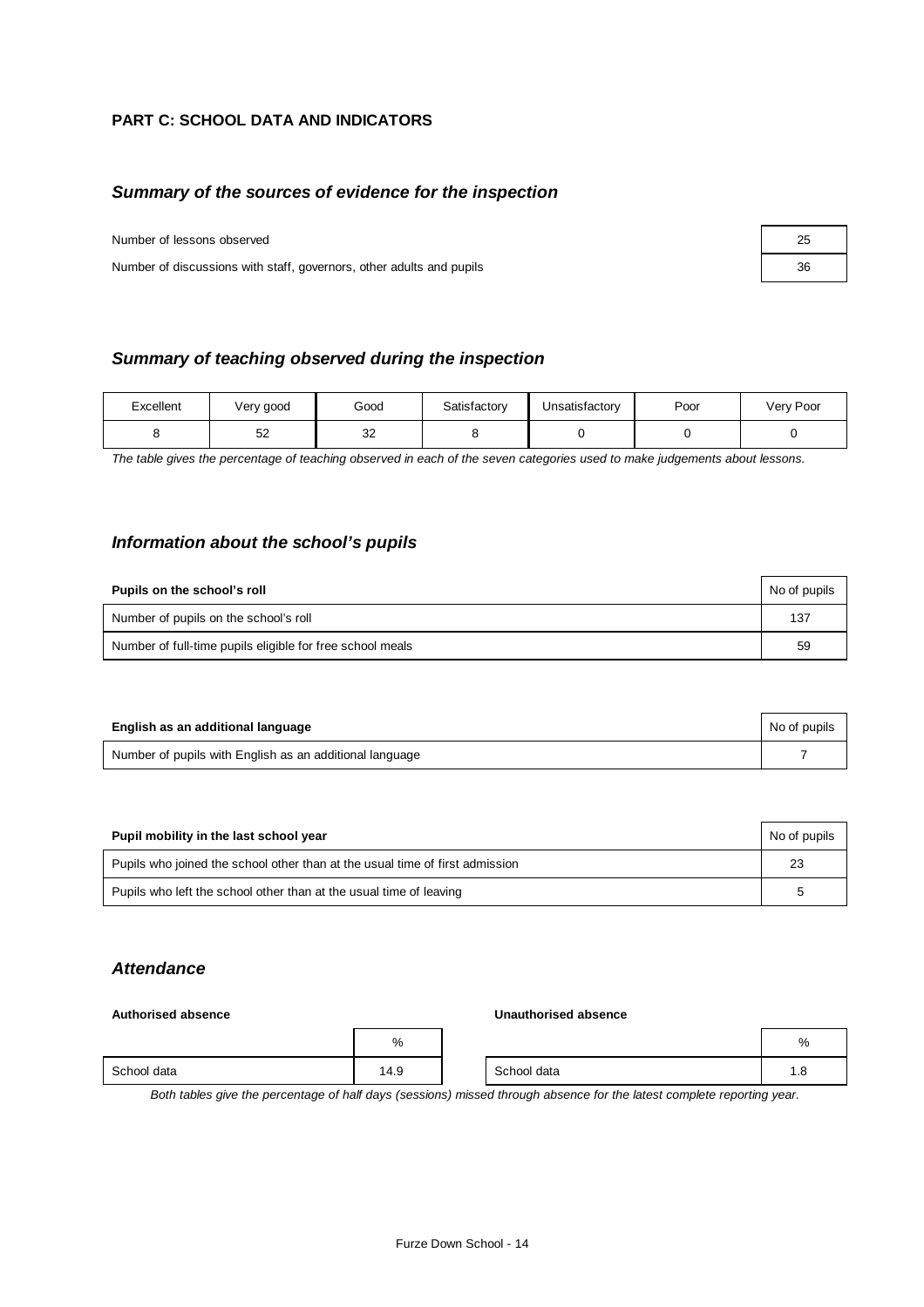**PART C: SCHOOL DATA AND INDICATORS**

## *Summary of the sources of evidence for the inspection*

| | |
|---|---|
| Number of lessons observed | 25 |
| Number of discussions with staff, governors, other adults and pupils | 36 |

## *Summary of teaching observed during the inspection*

| Excellent | Very good | Good | Satisfactory | Unsatisfactory | Poor | Very Poor |
|---|---|---|---|---|---|---|
| 8 | 52 | 32 | 8 | 0 | 0 | 0 |

*The table gives the percentage of teaching observed in each of the seven categories used to make judgements about lessons.*

## *Information about the school's pupils*

| **Pupils on the school's roll** | No of pupils |
|---|---|
| Number of pupils on the school's roll | 137 |
| Number of full-time pupils eligible for free school meals | 59 |

| **English as an additional language** | No of pupils |
|---|---|
| Number of pupils with English as an additional language | 7 |

| **Pupil mobility in the last school year** | No of pupils |
|---|---|
| Pupils who joined the school other than at the usual time of first admission | 23 |
| Pupils who left the school other than at the usual time of leaving | 5 |

## *Attendance*

**Authorised absence**

| | % |
|---|---|
| School data | 14.9 |

**Unauthorised absence**

| | % |
|---|---|
| School data | 1.8 |

*Both tables give the percentage of half days (sessions) missed through absence for the latest complete reporting year.*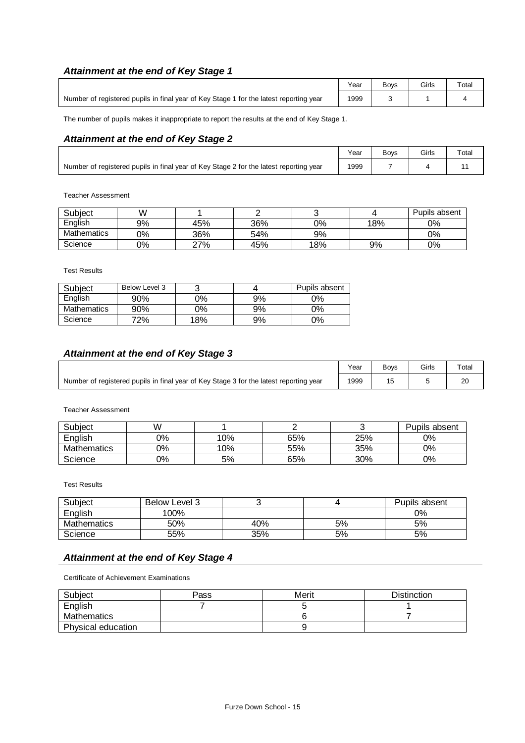### *Attainment at the end of Key Stage 1*

| | Year | Boys | Girls | Total |
|---|---|---|---|---|
| Number of registered pupils in final year of Key Stage 1 for the latest reporting year | 1999 | 3 | 1 | 4 |

The number of pupils makes it inappropriate to report the results at the end of Key Stage 1.

### *Attainment at the end of Key Stage 2*

| | Year | Boys | Girls | Total |
|---|---|---|---|---|
| Number of registered pupils in final year of Key Stage 2 for the latest reporting year | 1999 | 7 | 4 | 11 |

Teacher Assessment

| Subject | W | 1 | 2 | 3 | 4 | Pupils absent |
|---|---|---|---|---|---|---|
| English | 9% | 45% | 36% | 0% | 18% | 0% |
| Mathematics | 0% | 36% | 54% | 9% | | 0% |
| Science | 0% | 27% | 45% | 18% | 9% | 0% |

Test Results

| Subject | Below Level 3 | 3 | 4 | Pupils absent |
|---|---|---|---|---|
| English | 90% | 0% | 9% | 0% |
| Mathematics | 90% | 0% | 9% | 0% |
| Science | 72% | 18% | 9% | 0% |

### *Attainment at the end of Key Stage 3*

| | Year | Boys | Girls | Total |
|---|---|---|---|---|
| Number of registered pupils in final year of Key Stage 3 for the latest reporting year | 1999 | 15 | 5 | 20 |

Teacher Assessment

| Subject | W | 1 | 2 | 3 | Pupils absent |
|---|---|---|---|---|---|
| English | 0% | 10% | 65% | 25% | 0% |
| Mathematics | 0% | 10% | 55% | 35% | 0% |
| Science | 0% | 5% | 65% | 30% | 0% |

Test Results

| Subject | Below Level 3 | 3 | 4 | Pupils absent |
|---|---|---|---|---|
| English | 100% | | | 0% |
| Mathematics | 50% | 40% | 5% | 5% |
| Science | 55% | 35% | 5% | 5% |

### *Attainment at the end of Key Stage 4*

Certificate of Achievement Examinations

| Subject | Pass | Merit | Distinction |
|---|---|---|---|
| English | 7 | 5 | 1 |
| Mathematics | | 6 | 7 |
| Physical education | | 9 | |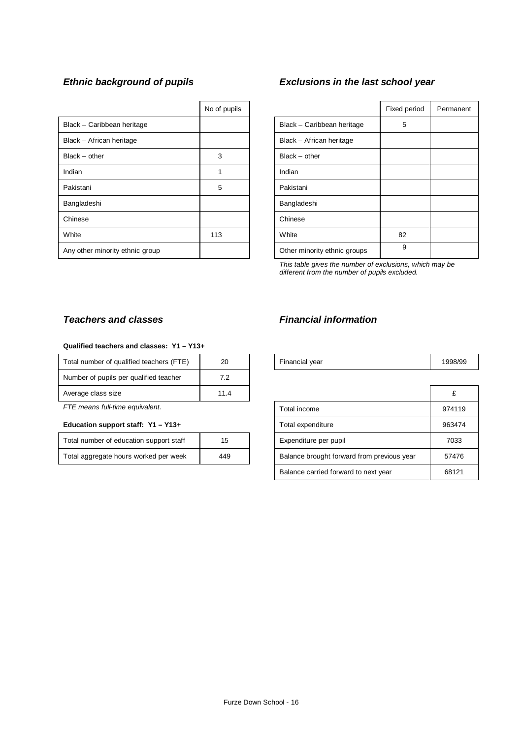### *Ethnic background of pupils*

| | No of pupils |
|---|---|
| Black – Caribbean heritage | |
| Black – African heritage | |
| Black – other | 3 |
| Indian | 1 |
| Pakistani | 5 |
| Bangladeshi | |
| Chinese | |
| White | 113 |
| Any other minority ethnic group | |

### *Exclusions in the last school year*

| | Fixed period | Permanent |
|---|---|---|
| Black – Caribbean heritage | 5 | |
| Black – African heritage | | |
| Black – other | | |
| Indian | | |
| Pakistani | | |
| Bangladeshi | | |
| Chinese | | |
| White | 82 | |
| Other minority ethnic groups | 9 | |

*This table gives the number of exclusions, which may be different from the number of pupils excluded.*

### *Teachers and classes*

**Qualified teachers and classes: Y1 – Y13+**

| | |
|---|---|
| Total number of qualified teachers (FTE) | 20 |
| Number of pupils per qualified teacher | 7.2 |
| Average class size | 11.4 |

*FTE means full-time equivalent.*

**Education support staff: Y1 – Y13+**

| | |
|---|---|
| Total number of education support staff | 15 |
| Total aggregate hours worked per week | 449 |

### *Financial information*

| | |
|---|---|
| Financial year | 1998/99 |

| | £ |
|---|---|
| Total income | 974119 |
| Total expenditure | 963474 |
| Expenditure per pupil | 7033 |
| Balance brought forward from previous year | 57476 |
| Balance carried forward to next year | 68121 |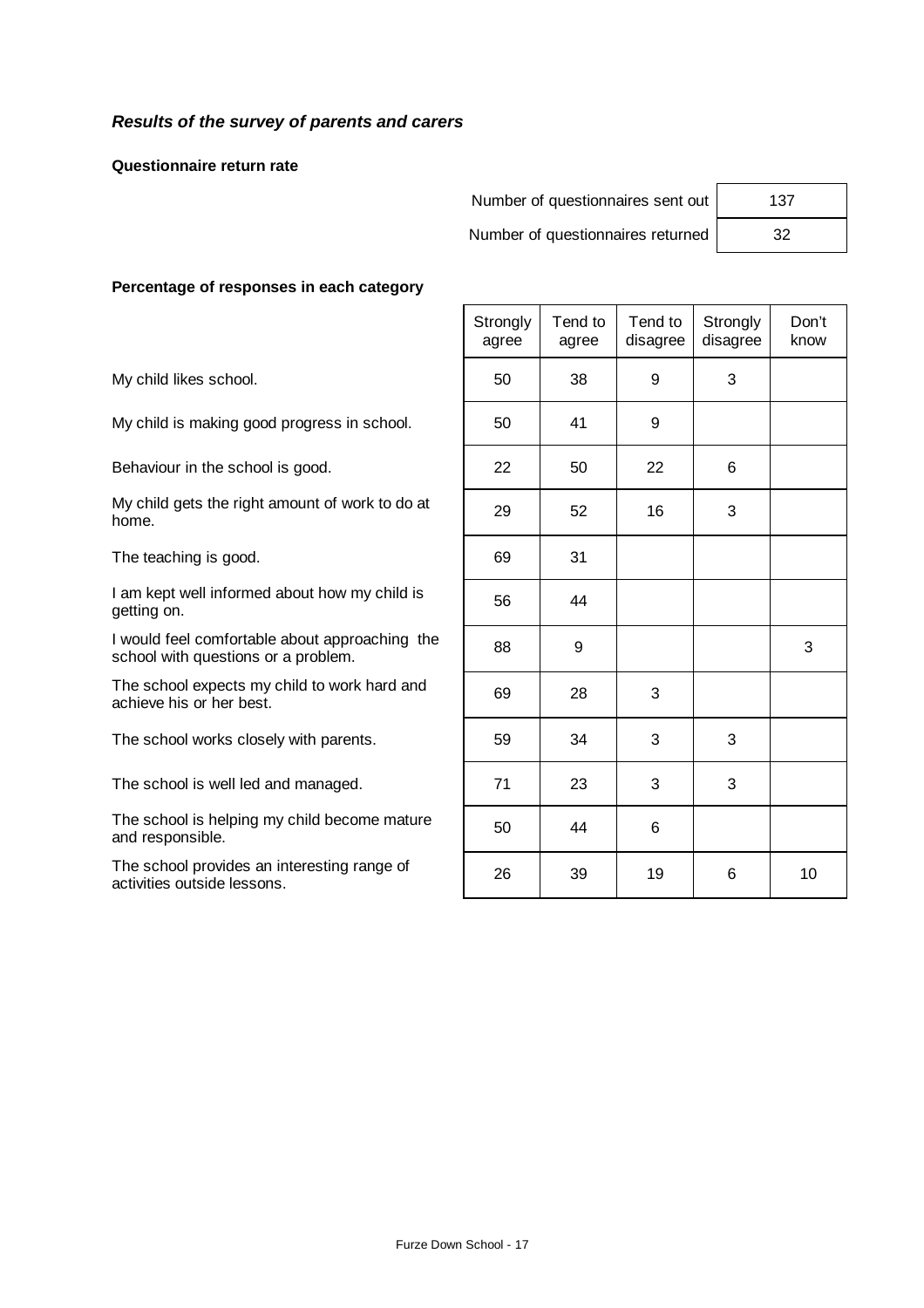### *Results of the survey of parents and carers*

**Questionnaire return rate**

| | |
|---|---|
| Number of questionnaires sent out | 137 |
| Number of questionnaires returned | 32 |

**Percentage of responses in each category**

| | Strongly agree | Tend to agree | Tend to disagree | Strongly disagree | Don't know |
|---|---|---|---|---|---|
| My child likes school. | 50 | 38 | 9 | 3 | |
| My child is making good progress in school. | 50 | 41 | 9 | | |
| Behaviour in the school is good. | 22 | 50 | 22 | 6 | |
| My child gets the right amount of work to do at home. | 29 | 52 | 16 | 3 | |
| The teaching is good. | 69 | 31 | | | |
| I am kept well informed about how my child is getting on. | 56 | 44 | | | |
| I would feel comfortable about approaching the school with questions or a problem. | 88 | 9 | | | 3 |
| The school expects my child to work hard and achieve his or her best. | 69 | 28 | 3 | | |
| The school works closely with parents. | 59 | 34 | 3 | 3 | |
| The school is well led and managed. | 71 | 23 | 3 | 3 | |
| The school is helping my child become mature and responsible. | 50 | 44 | 6 | | |
| The school provides an interesting range of activities outside lessons. | 26 | 39 | 19 | 6 | 10 |